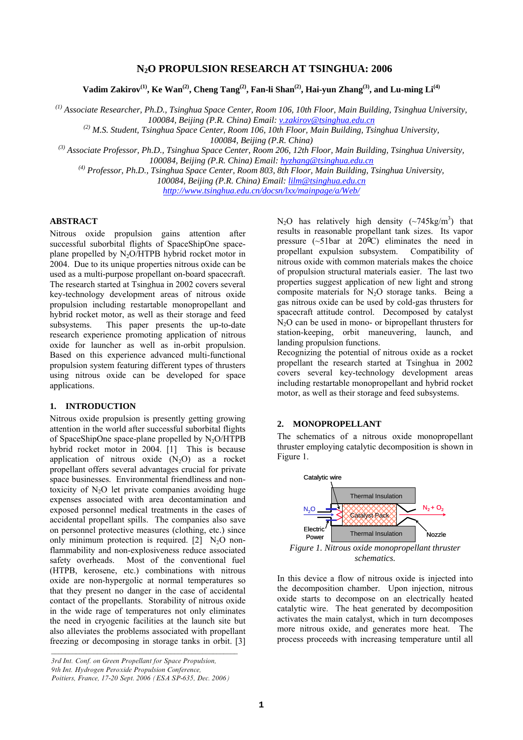# $N_2O$ PROPULSION RESEARCH AT TSINGHUA: 2006

**Vadim Zakirov[(1)], Ke Wan[(2)], Cheng Tang[(2)], Fan-li Shan[(2)], Hai-yun Zhang[(3)], and Lu-ming Li[(4)]**

*[(1)] Associate Researcher, Ph.D., Tsinghua Space Center, Room 106, 10th Floor, Main Building, Tsinghua University, 100084, Beijing (P.R. China) Email: v.zakirov@tsinghua.edu.cn*
*[(2)] M.S. Student, Tsinghua Space Center, Room 106, 10th Floor, Main Building, Tsinghua University, 100084, Beijing (P.R. China)*
*[(3)] Associate Professor, Ph.D., Tsinghua Space Center, Room 206, 12th Floor, Main Building, Tsinghua University, 100084, Beijing (P.R. China) Email: hyzhang@tsinghua.edu.cn*
*[(4)] Professor, Ph.D., Tsinghua Space Center, Room 803, 8th Floor, Main Building, Tsinghua University, 100084, Beijing (P.R. China) Email: lilm@tsinghua.edu.cn*
*http://www.tsinghua.edu.cn/docsn/lxx/mainpage/a/Web/*

## ABSTRACT

Nitrous oxide propulsion gains attention after successful suborbital flights of SpaceShipOne space-plane propelled by $N_2O$/HTPB hybrid rocket motor in 2004. Due to its unique properties nitrous oxide can be used as a multi-purpose propellant on-board spacecraft. The research started at Tsinghua in 2002 covers several key-technology development areas of nitrous oxide propulsion including restartable monopropellant and hybrid rocket motor, as well as their storage and feed subsystems. This paper presents the up-to-date research experience promoting application of nitrous oxide for launcher as well as in-orbit propulsion. Based on this experience advanced multi-functional propulsion system featuring different types of thrusters using nitrous oxide can be developed for space applications.

## 1. INTRODUCTION

Nitrous oxide propulsion is presently getting growing attention in the world after successful suborbital flights of SpaceShipOne space-plane propelled by $N_2O$/HTPB hybrid rocket motor in 2004. [1] This is because application of nitrous oxide ($N_2O$) as a rocket propellant offers several advantages crucial for private space businesses. Environmental friendliness and non-toxicity of $N_2O$ let private companies avoiding huge expenses associated with area decontamination and exposed personnel medical treatments in the cases of accidental propellant spills. The companies also save on personnel protective measures (clothing, etc.) since only minimum protection is required. [2] $N_2O$ non-flammability and non-explosiveness reduce associated safety overheads. Most of the conventional fuel (HTPB, kerosene, etc.) combinations with nitrous oxide are non-hypergolic at normal temperatures so that they present no danger in the case of accidental contact of the propellants. Storability of nitrous oxide in the wide rage of temperatures not only eliminates the need in cryogenic facilities at the launch site but also alleviates the problems associated with propellant freezing or decomposing in storage tanks in orbit. [3]

*3rd Int. Conf. on Green Propellant for Space Propulsion, 9th Int. Hydrogen Peroxide Propulsion Conference, Poitiers, France, 17-20 Sept. 2006 (ESA SP-635, Dec. 2006)*

$N_2O$ has relatively high density (~745kg/m$^3$) that results in reasonable propellant tank sizes. Its vapor pressure (~51bar at 20ºC) eliminates the need in propellant expulsion subsystem. Compatibility of nitrous oxide with common materials makes the choice of propulsion structural materials easier. The last two properties suggest application of new light and strong composite materials for $N_2O$ storage tanks. Being a gas nitrous oxide can be used by cold-gas thrusters for spacecraft attitude control. Decomposed by catalyst $N_2O$ can be used in mono- or bipropellant thrusters for station-keeping, orbit maneuvering, launch, and landing propulsion functions.

Recognizing the potential of nitrous oxide as a rocket propellant the research started at Tsinghua in 2002 covers several key-technology development areas including restartable monopropellant and hybrid rocket motor, as well as their storage and feed subsystems.

## 2. MONOPROPELLANT

The schematics of a nitrous oxide monopropellant thruster employing catalytic decomposition is shown in Figure 1.

*Figure 1. Nitrous oxide monopropellant thruster schematics.*

In this device a flow of nitrous oxide is injected into the decomposition chamber. Upon injection, nitrous oxide starts to decompose on an electrically heated catalytic wire. The heat generated by decomposition activates the main catalyst, which in turn decomposes more nitrous oxide, and generates more heat. The process proceeds with increasing temperature until all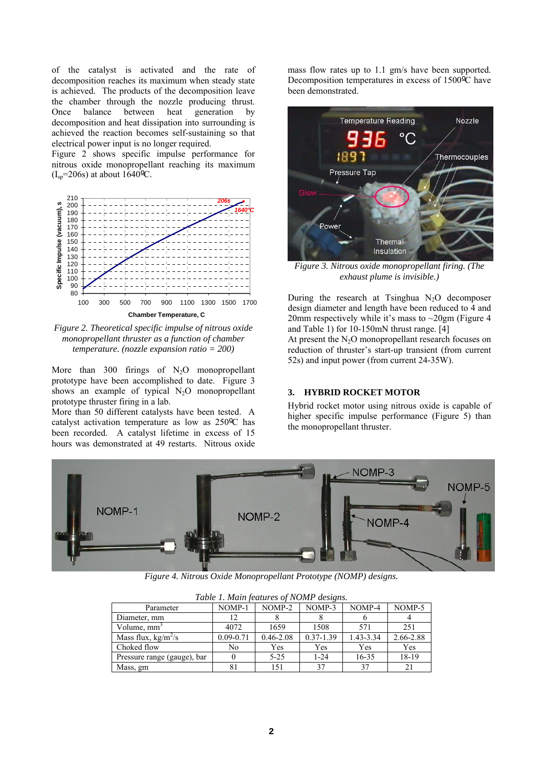of the catalyst is activated and the rate of decomposition reaches its maximum when steady state is achieved. The products of the decomposition leave the chamber through the nozzle producing thrust. Once balance between heat generation by decomposition and heat dissipation into surrounding is achieved the reaction becomes self-sustaining so that electrical power input is no longer required.

Figure 2 shows specific impulse performance for nitrous oxide monopropellant reaching its maximum ($I_{sp}$=206s) at about 1640ºC.

*Figure 2. Theoretical specific impulse of nitrous oxide monopropellant thruster as a function of chamber temperature. (nozzle expansion ratio = 200)*

More than 300 firings of $N_2O$ monopropellant prototype have been accomplished to date. Figure 3 shows an example of typical $N_2O$ monopropellant prototype thruster firing in a lab.

More than 50 different catalysts have been tested. A catalyst activation temperature as low as 250ºC has been recorded. A catalyst lifetime in excess of 15 hours was demonstrated at 49 restarts. Nitrous oxide mass flow rates up to 1.1 gm/s have been supported. Decomposition temperatures in excess of 1500ºC have been demonstrated.

*Figure 3. Nitrous oxide monopropellant firing. (The exhaust plume is invisible.)*

During the research at Tsinghua $N_2O$ decomposer design diameter and length have been reduced to 4 and 20mm respectively while it's mass to ~20gm (Figure 4 and Table 1) for 10-150mN thrust range. [4]

At present the $N_2O$ monopropellant research focuses on reduction of thruster's start-up transient (from current 52s) and input power (from current 24-35W).

## 3. HYBRID ROCKET MOTOR

Hybrid rocket motor using nitrous oxide is capable of higher specific impulse performance (Figure 5) than the monopropellant thruster.

*Figure 4. Nitrous Oxide Monopropellant Prototype (NOMP) designs.*

*Table 1. Main features of NOMP designs.*

| Parameter | NOMP-1 | NOMP-2 | NOMP-3 | NOMP-4 | NOMP-5 |
|---|---|---|---|---|---|
| Diameter, mm | 12 | 8 | 8 | 6 | 4 |
| Volume, mm$^3$ | 4072 | 1659 | 1508 | 571 | 251 |
| Mass flux, kg/m$^2$/s | 0.09-0.71 | 0.46-2.08 | 0.37-1.39 | 1.43-3.34 | 2.66-2.88 |
| Choked flow | No | Yes | Yes | Yes | Yes |
| Pressure range (gauge), bar | 0 | 5-25 | 1-24 | 16-35 | 18-19 |
| Mass, gm | 81 | 151 | 37 | 37 | 21 |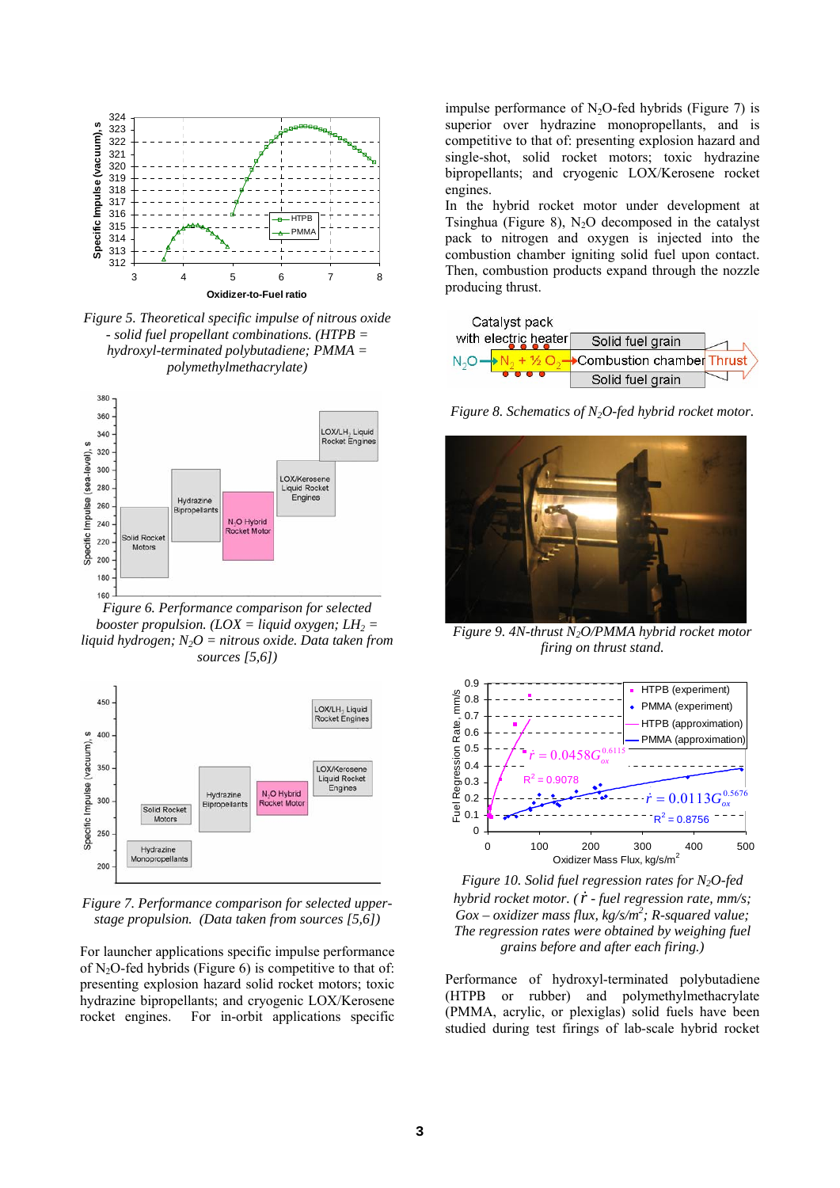Figure 5. Theoretical specific impulse of nitrous oxide - solid fuel propellant combinations. (HTPB = hydroxyl-terminated polybutadiene; PMMA = polymethylmethacrylate)

Figure 6. Performance comparison for selected booster propulsion. (LOX = liquid oxygen; $LH_2$ = liquid hydrogen; $N_2O$ = nitrous oxide. Data taken from sources [5,6])

Figure 7. Performance comparison for selected upper-stage propulsion. (Data taken from sources [5,6])

For launcher applications specific impulse performance of $N_2O$-fed hybrids (Figure 6) is competitive to that of: presenting explosion hazard solid rocket motors; toxic hydrazine bipropellants; and cryogenic LOX/Kerosene rocket engines. For in-orbit applications specific impulse performance of $N_2O$-fed hybrids (Figure 7) is superior over hydrazine monopropellants, and is competitive to that of: presenting explosion hazard and single-shot, solid rocket motors; toxic hydrazine bipropellants; and cryogenic LOX/Kerosene rocket engines.

In the hybrid rocket motor under development at Tsinghua (Figure 8), $N_2O$ decomposed in the catalyst pack to nitrogen and oxygen is injected into the combustion chamber igniting solid fuel upon contact. Then, combustion products expand through the nozzle producing thrust.

Figure 8. Schematics of $N_2O$-fed hybrid rocket motor.

Figure 9. 4N-thrust $N_2O$/PMMA hybrid rocket motor firing on thrust stand.

Figure 10. Solid fuel regression rates for $N_2O$-fed hybrid rocket motor. ($\dot{r}$ - fuel regression rate, mm/s; Gox – oxidizer mass flux, kg/s/m$^2$; R-squared value; The regression rates were obtained by weighing fuel grains before and after each firing.)

Performance of hydroxyl-terminated polybutadiene (HTPB or rubber) and polymethylmethacrylate (PMMA, acrylic, or plexiglas) solid fuels have been studied during test firings of lab-scale hybrid rocket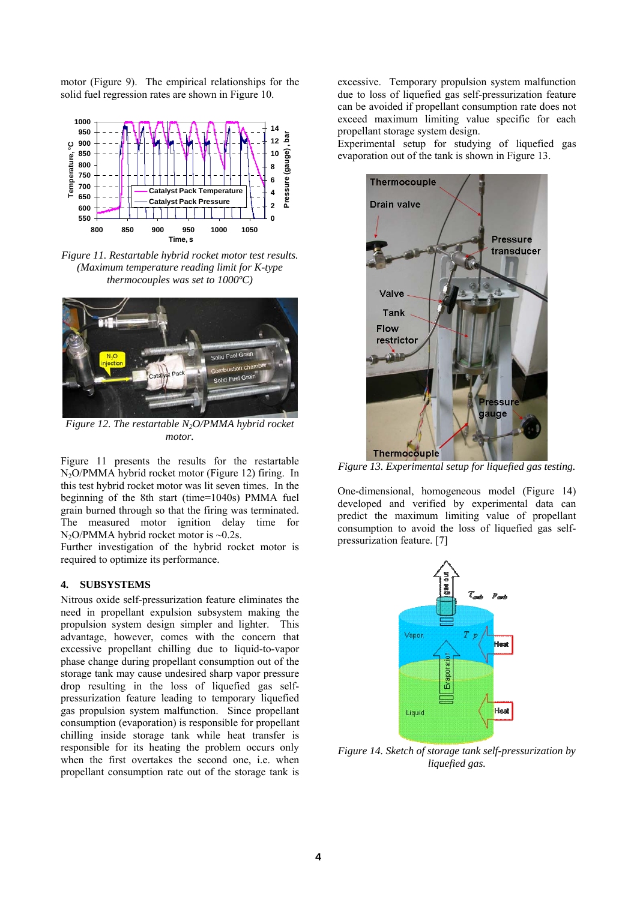motor (Figure 9). The empirical relationships for the solid fuel regression rates are shown in Figure 10.

*Figure 11. Restartable hybrid rocket motor test results. (Maximum temperature reading limit for K-type thermocouples was set to 1000ºC)*

*Figure 12. The restartable $N_2O$/PMMA hybrid rocket motor.*

Figure 11 presents the results for the restartable $N_2O$/PMMA hybrid rocket motor (Figure 12) firing. In this test hybrid rocket motor was lit seven times. In the beginning of the 8th start (time=1040s) PMMA fuel grain burned through so that the firing was terminated. The measured motor ignition delay time for $N_2O$/PMMA hybrid rocket motor is ~0.2s.

Further investigation of the hybrid rocket motor is required to optimize its performance.

## 4. SUBSYSTEMS

Nitrous oxide self-pressurization feature eliminates the need in propellant expulsion subsystem making the propulsion system design simpler and lighter. This advantage, however, comes with the concern that excessive propellant chilling due to liquid-to-vapor phase change during propellant consumption out of the storage tank may cause undesired sharp vapor pressure drop resulting in the loss of liquefied gas self-pressurization feature leading to temporary liquefied gas propulsion system malfunction. Since propellant consumption (evaporation) is responsible for propellant chilling inside storage tank while heat transfer is responsible for its heating the problem occurs only when the first overtakes the second one, i.e. when propellant consumption rate out of the storage tank is excessive. Temporary propulsion system malfunction due to loss of liquefied gas self-pressurization feature can be avoided if propellant consumption rate does not exceed maximum limiting value specific for each propellant storage system design.

Experimental setup for studying of liquefied gas evaporation out of the tank is shown in Figure 13.

*Figure 13. Experimental setup for liquefied gas testing.*

One-dimensional, homogeneous model (Figure 14) developed and verified by experimental data can predict the maximum limiting value of propellant consumption to avoid the loss of liquefied gas self-pressurization feature. [7]

*Figure 14. Sketch of storage tank self-pressurization by liquefied gas.*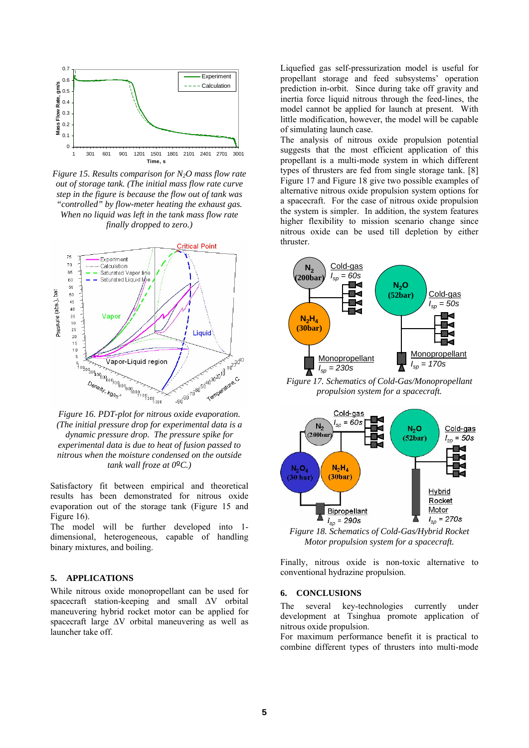Figure 15. Results comparison for $N_2O$ mass flow rate out of storage tank. (The initial mass flow rate curve step in the figure is because the flow out of tank was "controlled" by flow-meter heating the exhaust gas. When no liquid was left in the tank mass flow rate finally dropped to zero.)

Figure 16. PDT-plot for nitrous oxide evaporation. (The initial pressure drop for experimental data is a dynamic pressure drop. The pressure spike for experimental data is due to heat of fusion passed to nitrous when the moisture condensed on the outside tank wall froze at 0ºC.)

Satisfactory fit between empirical and theoretical results has been demonstrated for nitrous oxide evaporation out of the storage tank (Figure 15 and Figure 16).

The model will be further developed into 1-dimensional, heterogeneous, capable of handling binary mixtures, and boiling.

## 5. APPLICATIONS

While nitrous oxide monopropellant can be used for spacecraft station-keeping and small ΔV orbital maneuvering hybrid rocket motor can be applied for spacecraft large ΔV orbital maneuvering as well as launcher take off.

Liquefied gas self-pressurization model is useful for propellant storage and feed subsystems' operation prediction in-orbit. Since during take off gravity and inertia force liquid nitrous through the feed-lines, the model cannot be applied for launch at present. With little modification, however, the model will be capable of simulating launch case.

The analysis of nitrous oxide propulsion potential suggests that the most efficient application of this propellant is a multi-mode system in which different types of thrusters are fed from single storage tank. [8] Figure 17 and Figure 18 give two possible examples of alternative nitrous oxide propulsion system options for a spacecraft. For the case of nitrous oxide propulsion the system is simpler. In addition, the system features higher flexibility to mission scenario change since nitrous oxide can be used till depletion by either thruster.

Figure 17. Schematics of Cold-Gas/Monopropellant propulsion system for a spacecraft.

Figure 18. Schematics of Cold-Gas/Hybrid Rocket Motor propulsion system for a spacecraft.

Finally, nitrous oxide is non-toxic alternative to conventional hydrazine propulsion.

## 6. CONCLUSIONS

The several key-technologies currently under development at Tsinghua promote application of nitrous oxide propulsion.

For maximum performance benefit it is practical to combine different types of thrusters into multi-mode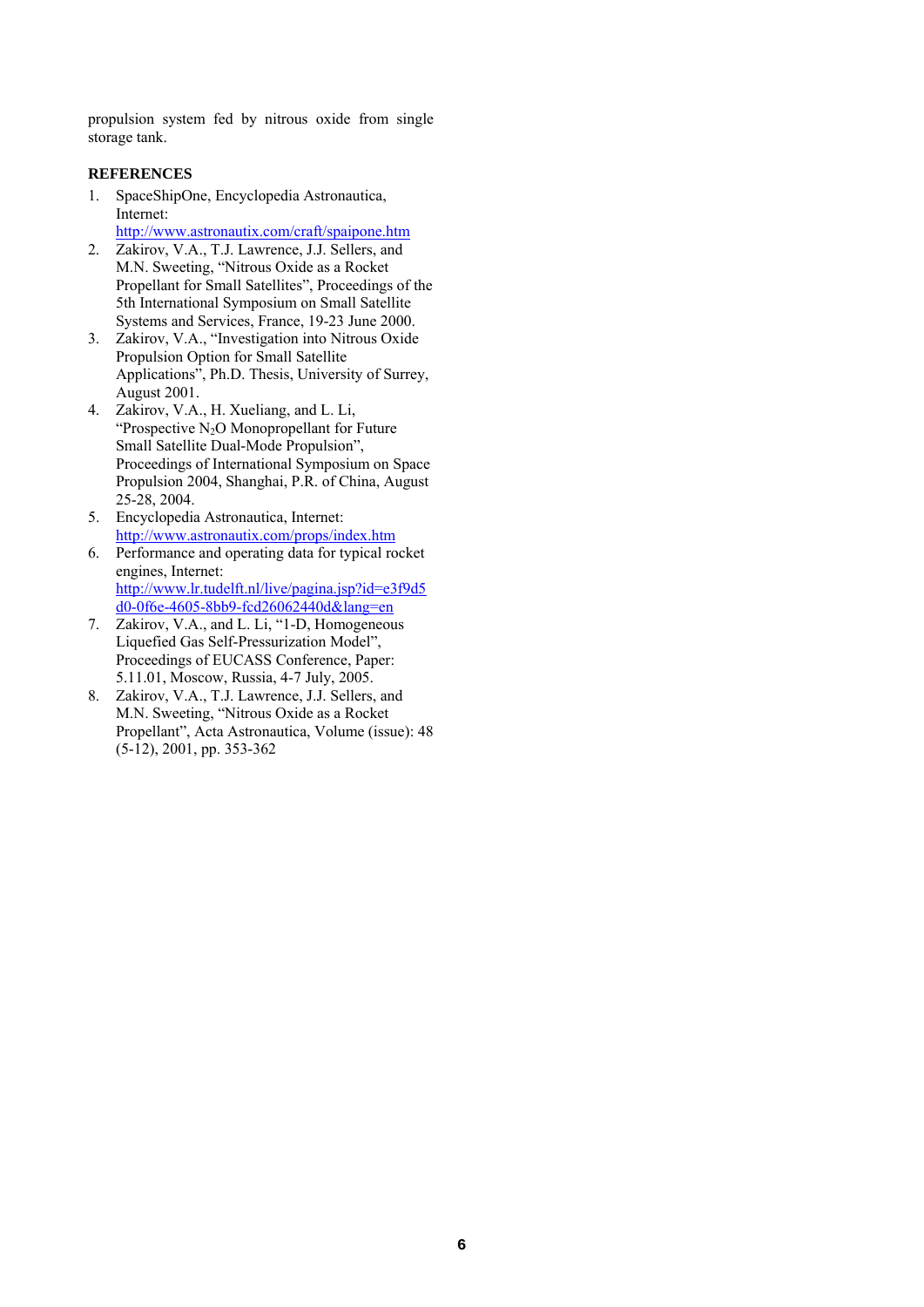propulsion system fed by nitrous oxide from single storage tank.

**REFERENCES**

1. SpaceShipOne, Encyclopedia Astronautica, Internet: http://www.astronautix.com/craft/spaipone.htm
2. Zakirov, V.A., T.J. Lawrence, J.J. Sellers, and M.N. Sweeting, "Nitrous Oxide as a Rocket Propellant for Small Satellites", Proceedings of the 5th International Symposium on Small Satellite Systems and Services, France, 19-23 June 2000.
3. Zakirov, V.A., "Investigation into Nitrous Oxide Propulsion Option for Small Satellite Applications", Ph.D. Thesis, University of Surrey, August 2001.
4. Zakirov, V.A., H. Xueliang, and L. Li, "Prospective $N_2O$ Monopropellant for Future Small Satellite Dual-Mode Propulsion", Proceedings of International Symposium on Space Propulsion 2004, Shanghai, P.R. of China, August 25-28, 2004.
5. Encyclopedia Astronautica, Internet: http://www.astronautix.com/props/index.htm
6. Performance and operating data for typical rocket engines, Internet: http://www.lr.tudelft.nl/live/pagina.jsp?id=e3f9d5d0-0f6e-4605-8bb9-fcd26062440d&lang=en
7. Zakirov, V.A., and L. Li, "1-D, Homogeneous Liquefied Gas Self-Pressurization Model", Proceedings of EUCASS Conference, Paper: 5.11.01, Moscow, Russia, 4-7 July, 2005.
8. Zakirov, V.A., T.J. Lawrence, J.J. Sellers, and M.N. Sweeting, "Nitrous Oxide as a Rocket Propellant", Acta Astronautica, Volume (issue): 48 (5-12), 2001, pp. 353-362